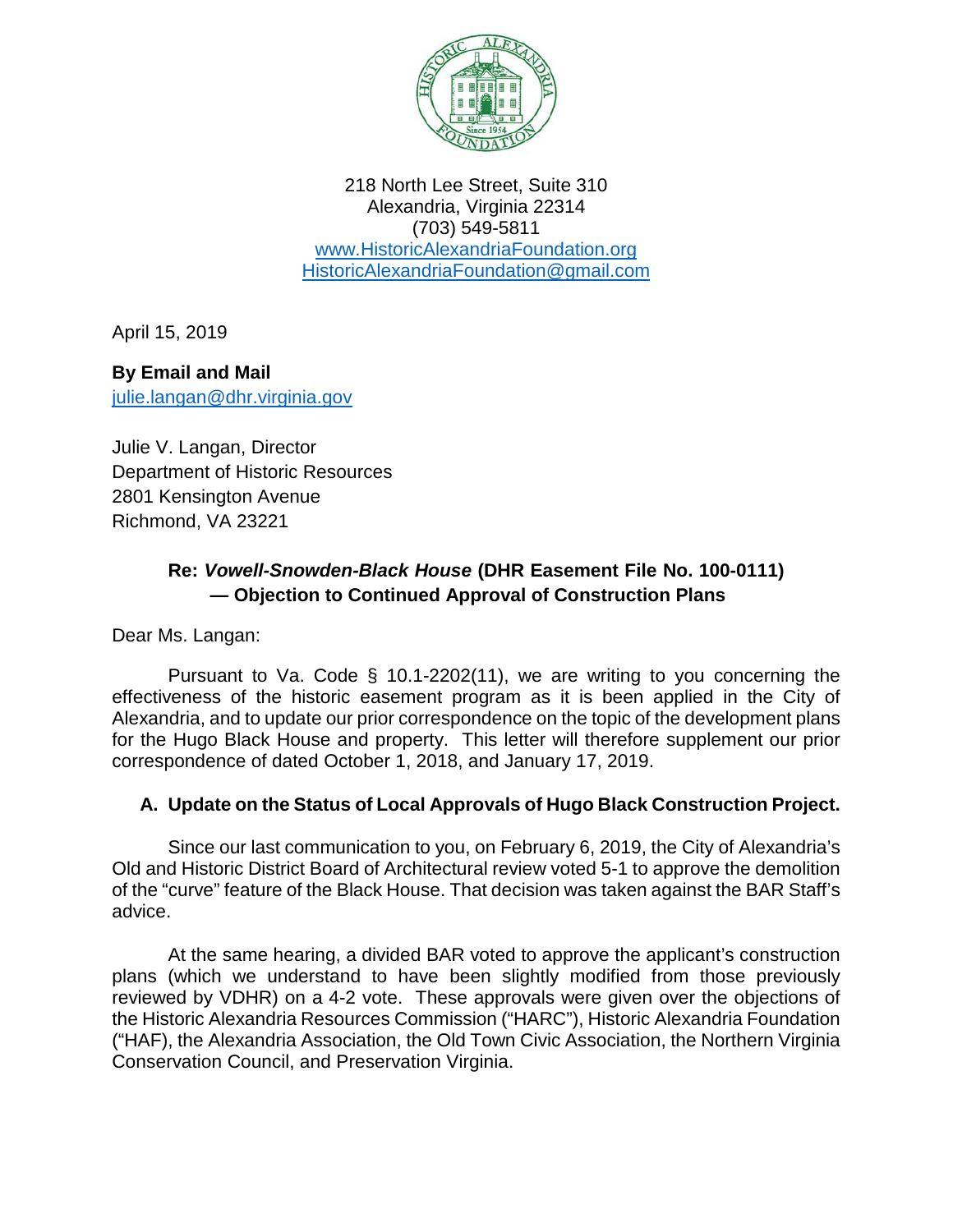218 North Lee Street, Suite 310
Alexandria, Virginia 22314
(703) 549-5811
www.HistoricAlexandriaFoundation.org
HistoricAlexandriaFoundation@gmail.com

April 15, 2019

**By Email and Mail**
julie.langan@dhr.virginia.gov

Julie V. Langan, Director
Department of Historic Resources
2801 Kensington Avenue
Richmond, VA 23221

**Re: *Vowell-Snowden-Black House* (DHR Easement File No. 100-0111) — Objection to Continued Approval of Construction Plans**

Dear Ms. Langan:

Pursuant to Va. Code § 10.1-2202(11), we are writing to you concerning the effectiveness of the historic easement program as it is been applied in the City of Alexandria, and to update our prior correspondence on the topic of the development plans for the Hugo Black House and property. This letter will therefore supplement our prior correspondence of dated October 1, 2018, and January 17, 2019.

## A. Update on the Status of Local Approvals of Hugo Black Construction Project.

Since our last communication to you, on February 6, 2019, the City of Alexandria's Old and Historic District Board of Architectural review voted 5-1 to approve the demolition of the "curve" feature of the Black House. That decision was taken against the BAR Staff's advice.

At the same hearing, a divided BAR voted to approve the applicant's construction plans (which we understand to have been slightly modified from those previously reviewed by VDHR) on a 4-2 vote. These approvals were given over the objections of the Historic Alexandria Resources Commission ("HARC"), Historic Alexandria Foundation ("HAF), the Alexandria Association, the Old Town Civic Association, the Northern Virginia Conservation Council, and Preservation Virginia.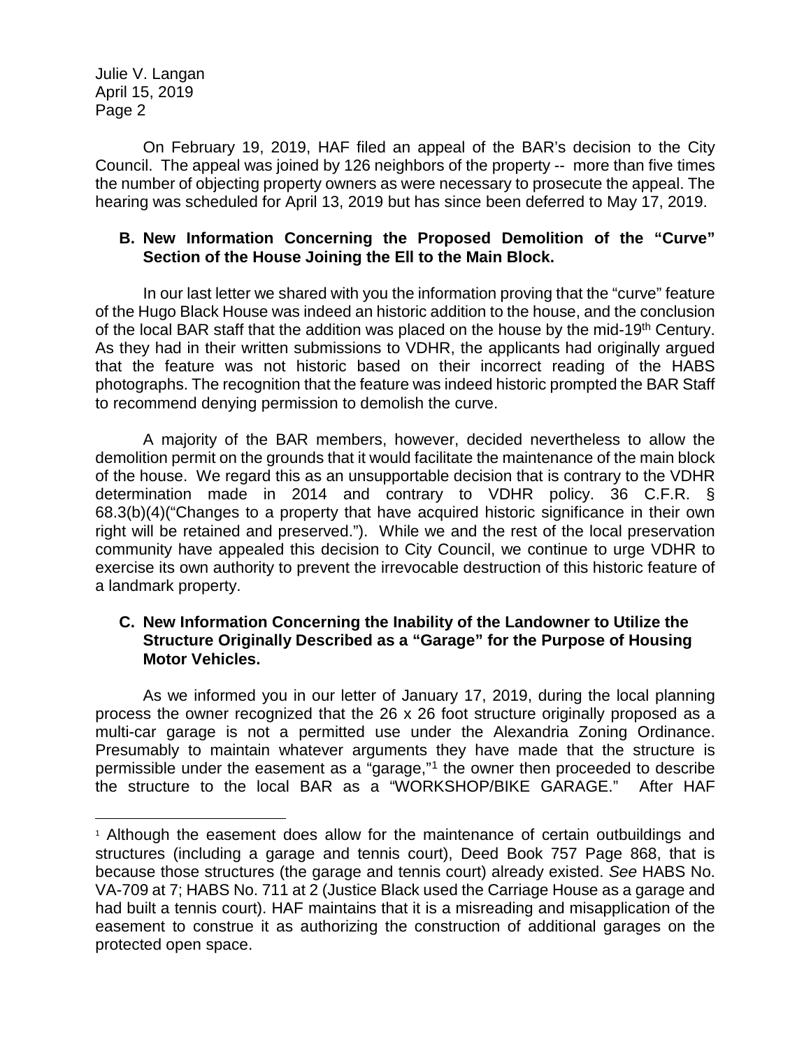On February 19, 2019, HAF filed an appeal of the BAR's decision to the City Council. The appeal was joined by 126 neighbors of the property -- more than five times the number of objecting property owners as were necessary to prosecute the appeal. The hearing was scheduled for April 13, 2019 but has since been deferred to May 17, 2019.

### B. New Information Concerning the Proposed Demolition of the "Curve" Section of the House Joining the Ell to the Main Block.

In our last letter we shared with you the information proving that the "curve" feature of the Hugo Black House was indeed an historic addition to the house, and the conclusion of the local BAR staff that the addition was placed on the house by the mid-19th Century. As they had in their written submissions to VDHR, the applicants had originally argued that the feature was not historic based on their incorrect reading of the HABS photographs. The recognition that the feature was indeed historic prompted the BAR Staff to recommend denying permission to demolish the curve.

A majority of the BAR members, however, decided nevertheless to allow the demolition permit on the grounds that it would facilitate the maintenance of the main block of the house. We regard this as an unsupportable decision that is contrary to the VDHR determination made in 2014 and contrary to VDHR policy. 36 C.F.R. § 68.3(b)(4)("Changes to a property that have acquired historic significance in their own right will be retained and preserved."). While we and the rest of the local preservation community have appealed this decision to City Council, we continue to urge VDHR to exercise its own authority to prevent the irrevocable destruction of this historic feature of a landmark property.

### C. New Information Concerning the Inability of the Landowner to Utilize the Structure Originally Described as a "Garage" for the Purpose of Housing Motor Vehicles.

As we informed you in our letter of January 17, 2019, during the local planning process the owner recognized that the 26 x 26 foot structure originally proposed as a multi-car garage is not a permitted use under the Alexandria Zoning Ordinance. Presumably to maintain whatever arguments they have made that the structure is permissible under the easement as a "garage,"[1] the owner then proceeded to describe the structure to the local BAR as a "WORKSHOP/BIKE GARAGE." After HAF

---

[1] Although the easement does allow for the maintenance of certain outbuildings and structures (including a garage and tennis court), Deed Book 757 Page 868, that is because those structures (the garage and tennis court) already existed. *See* HABS No. VA-709 at 7; HABS No. 711 at 2 (Justice Black used the Carriage House as a garage and had built a tennis court). HAF maintains that it is a misreading and misapplication of the easement to construe it as authorizing the construction of additional garages on the protected open space.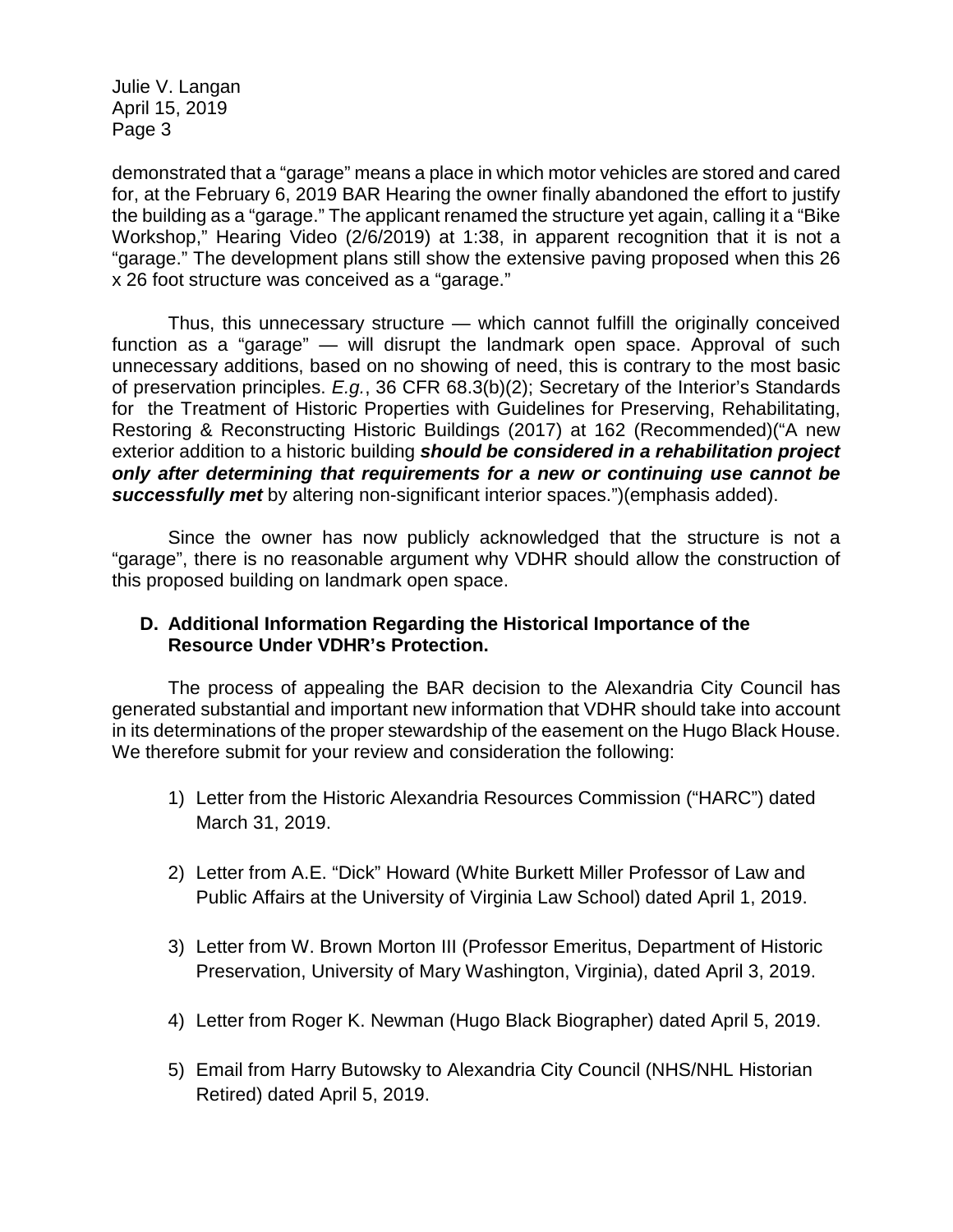demonstrated that a "garage" means a place in which motor vehicles are stored and cared for, at the February 6, 2019 BAR Hearing the owner finally abandoned the effort to justify the building as a "garage." The applicant renamed the structure yet again, calling it a "Bike Workshop," Hearing Video (2/6/2019) at 1:38, in apparent recognition that it is not a "garage." The development plans still show the extensive paving proposed when this 26 x 26 foot structure was conceived as a "garage."

Thus, this unnecessary structure — which cannot fulfill the originally conceived function as a "garage" — will disrupt the landmark open space. Approval of such unnecessary additions, based on no showing of need, this is contrary to the most basic of preservation principles. *E.g.*, 36 CFR 68.3(b)(2); Secretary of the Interior's Standards for the Treatment of Historic Properties with Guidelines for Preserving, Rehabilitating, Restoring & Reconstructing Historic Buildings (2017) at 162 (Recommended)("A new exterior addition to a historic building ***should be considered in a rehabilitation project only after determining that requirements for a new or continuing use cannot be successfully met*** by altering non-significant interior spaces.")(emphasis added).

Since the owner has now publicly acknowledged that the structure is not a "garage", there is no reasonable argument why VDHR should allow the construction of this proposed building on landmark open space.

### D. Additional Information Regarding the Historical Importance of the Resource Under VDHR's Protection.

The process of appealing the BAR decision to the Alexandria City Council has generated substantial and important new information that VDHR should take into account in its determinations of the proper stewardship of the easement on the Hugo Black House. We therefore submit for your review and consideration the following:

1) Letter from the Historic Alexandria Resources Commission ("HARC") dated March 31, 2019.
2) Letter from A.E. "Dick" Howard (White Burkett Miller Professor of Law and Public Affairs at the University of Virginia Law School) dated April 1, 2019.
3) Letter from W. Brown Morton III (Professor Emeritus, Department of Historic Preservation, University of Mary Washington, Virginia), dated April 3, 2019.
4) Letter from Roger K. Newman (Hugo Black Biographer) dated April 5, 2019.
5) Email from Harry Butowsky to Alexandria City Council (NHS/NHL Historian Retired) dated April 5, 2019.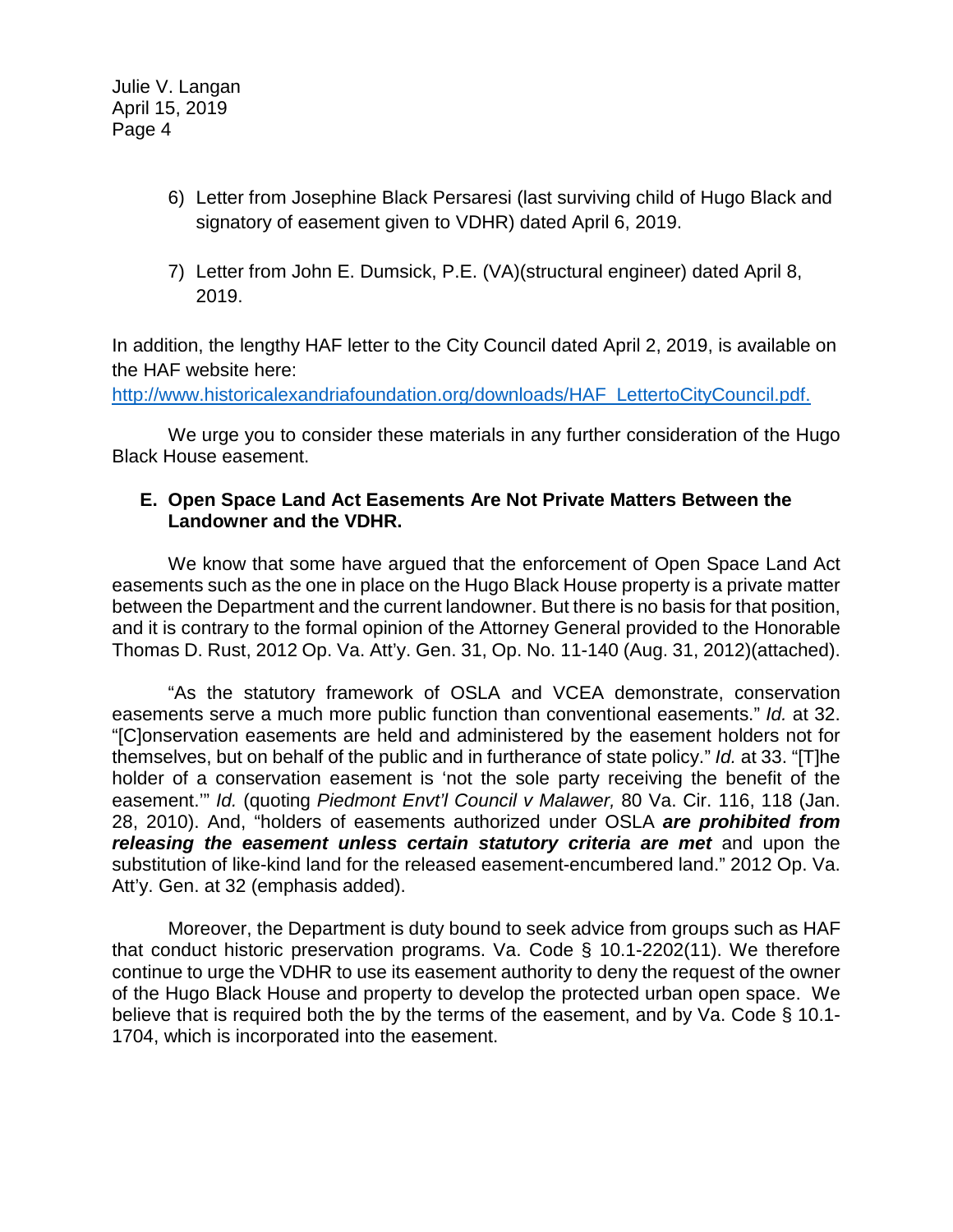6) Letter from Josephine Black Persaresi (last surviving child of Hugo Black and signatory of easement given to VDHR) dated April 6, 2019.

7) Letter from John E. Dumsick, P.E. (VA)(structural engineer) dated April 8, 2019.

In addition, the lengthy HAF letter to the City Council dated April 2, 2019, is available on the HAF website here: http://www.historicalexandriafoundation.org/downloads/HAF_LettertoCityCouncil.pdf.

We urge you to consider these materials in any further consideration of the Hugo Black House easement.

**E. Open Space Land Act Easements Are Not Private Matters Between the Landowner and the VDHR.**

We know that some have argued that the enforcement of Open Space Land Act easements such as the one in place on the Hugo Black House property is a private matter between the Department and the current landowner. But there is no basis for that position, and it is contrary to the formal opinion of the Attorney General provided to the Honorable Thomas D. Rust, 2012 Op. Va. Att'y. Gen. 31, Op. No. 11-140 (Aug. 31, 2012)(attached).

"As the statutory framework of OSLA and VCEA demonstrate, conservation easements serve a much more public function than conventional easements." *Id.* at 32. "[C]onservation easements are held and administered by the easement holders not for themselves, but on behalf of the public and in furtherance of state policy." *Id.* at 33. "[T]he holder of a conservation easement is 'not the sole party receiving the benefit of the easement.'" *Id.* (quoting *Piedmont Envt'l Council v Malawer,* 80 Va. Cir. 116, 118 (Jan. 28, 2010). And, "holders of easements authorized under OSLA ***are prohibited from releasing the easement unless certain statutory criteria are met*** and upon the substitution of like-kind land for the released easement-encumbered land." 2012 Op. Va. Att'y. Gen. at 32 (emphasis added).

Moreover, the Department is duty bound to seek advice from groups such as HAF that conduct historic preservation programs. Va. Code § 10.1-2202(11). We therefore continue to urge the VDHR to use its easement authority to deny the request of the owner of the Hugo Black House and property to develop the protected urban open space. We believe that is required both the by the terms of the easement, and by Va. Code § 10.1-1704, which is incorporated into the easement.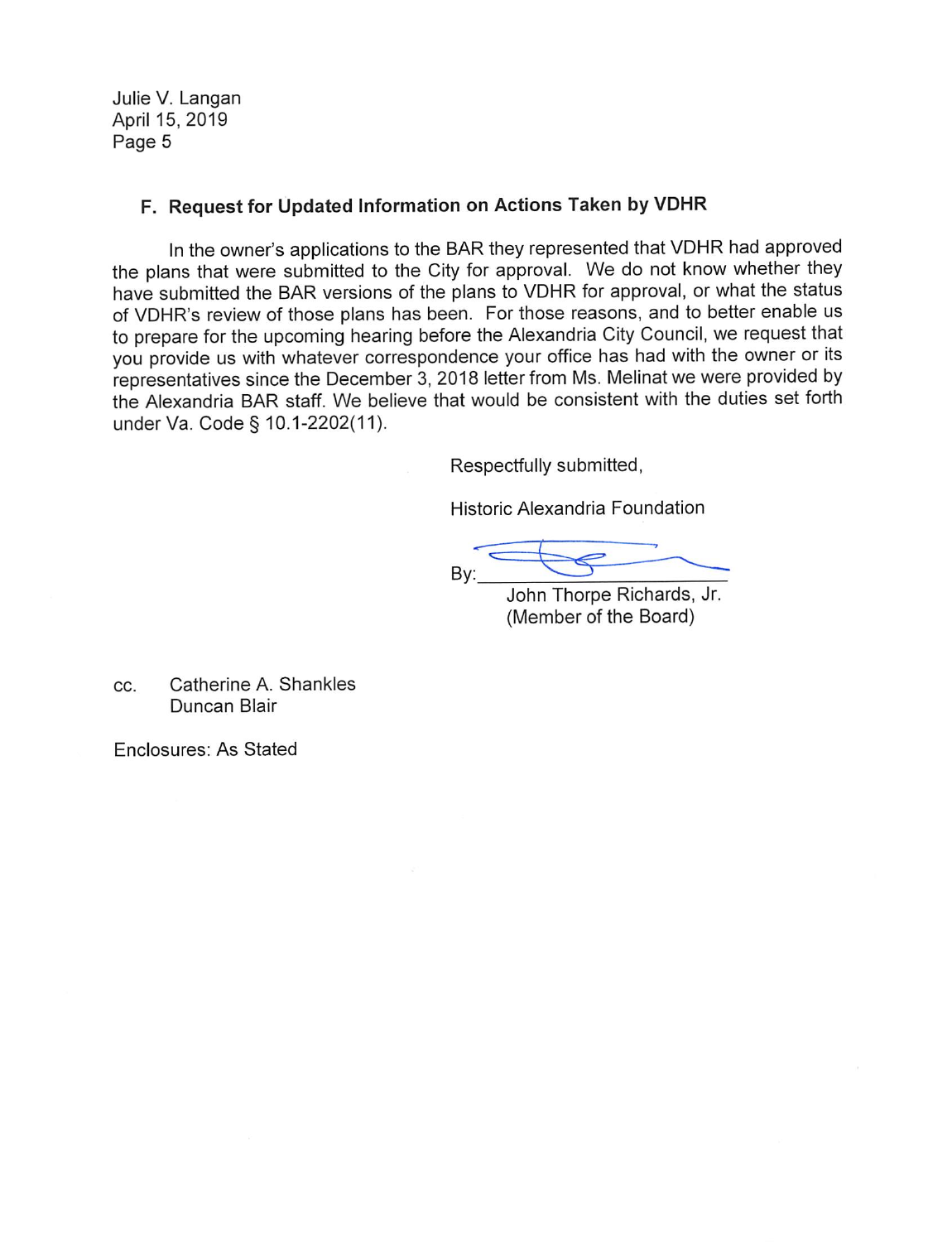Julie V. Langan
April 15, 2019
Page 5

## F. Request for Updated Information on Actions Taken by VDHR

In the owner's applications to the BAR they represented that VDHR had approved the plans that were submitted to the City for approval. We do not know whether they have submitted the BAR versions of the plans to VDHR for approval, or what the status of VDHR's review of those plans has been. For those reasons, and to better enable us to prepare for the upcoming hearing before the Alexandria City Council, we request that you provide us with whatever correspondence your office has had with the owner or its representatives since the December 3, 2018 letter from Ms. Melinat we were provided by the Alexandria BAR staff. We believe that would be consistent with the duties set forth under Va. Code § 10.1-2202(11).

Respectfully submitted,

Historic Alexandria Foundation

By:\_\_\_\_\_\_\_\_\_\_\_\_\_\_\_\_\_\_\_\_\_\_\_\_\_\_
John Thorpe Richards, Jr.
(Member of the Board)

cc. Catherine A. Shankles
Duncan Blair

Enclosures: As Stated